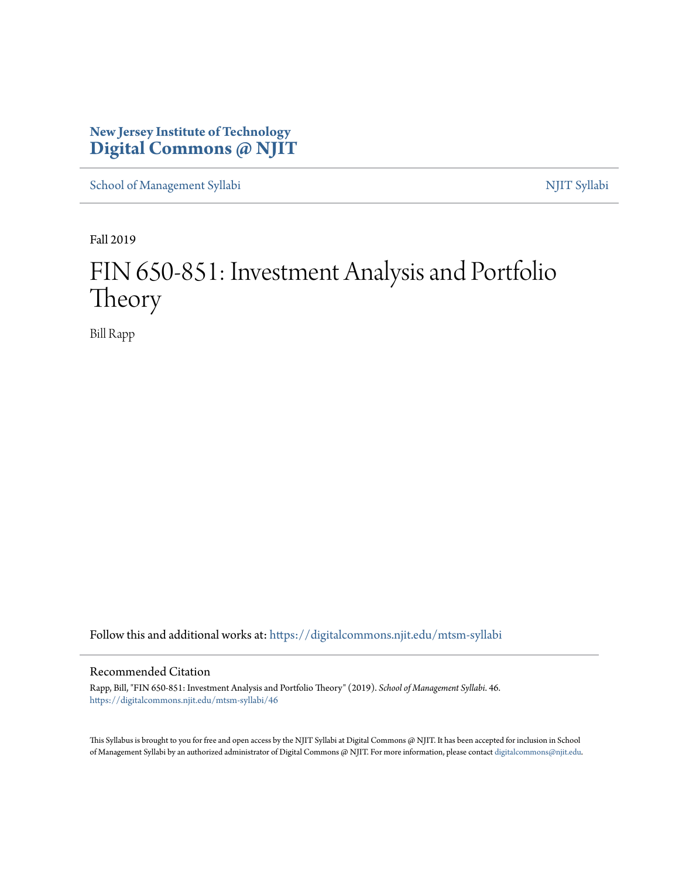New Jersey Institute of Technology
**Digital Commons @ NJIT**

School of Management Syllabi | NJIT Syllabi

Fall 2019

# FIN 650-851: Investment Analysis and Portfolio Theory

Bill Rapp

Follow this and additional works at: https://digitalcommons.njit.edu/mtsm-syllabi

## Recommended Citation

Rapp, Bill, "FIN 650-851: Investment Analysis and Portfolio Theory" (2019). *School of Management Syllabi*. 46.
https://digitalcommons.njit.edu/mtsm-syllabi/46

This Syllabus is brought to you for free and open access by the NJIT Syllabi at Digital Commons @ NJIT. It has been accepted for inclusion in School of Management Syllabi by an authorized administrator of Digital Commons @ NJIT. For more information, please contact digitalcommons@njit.edu.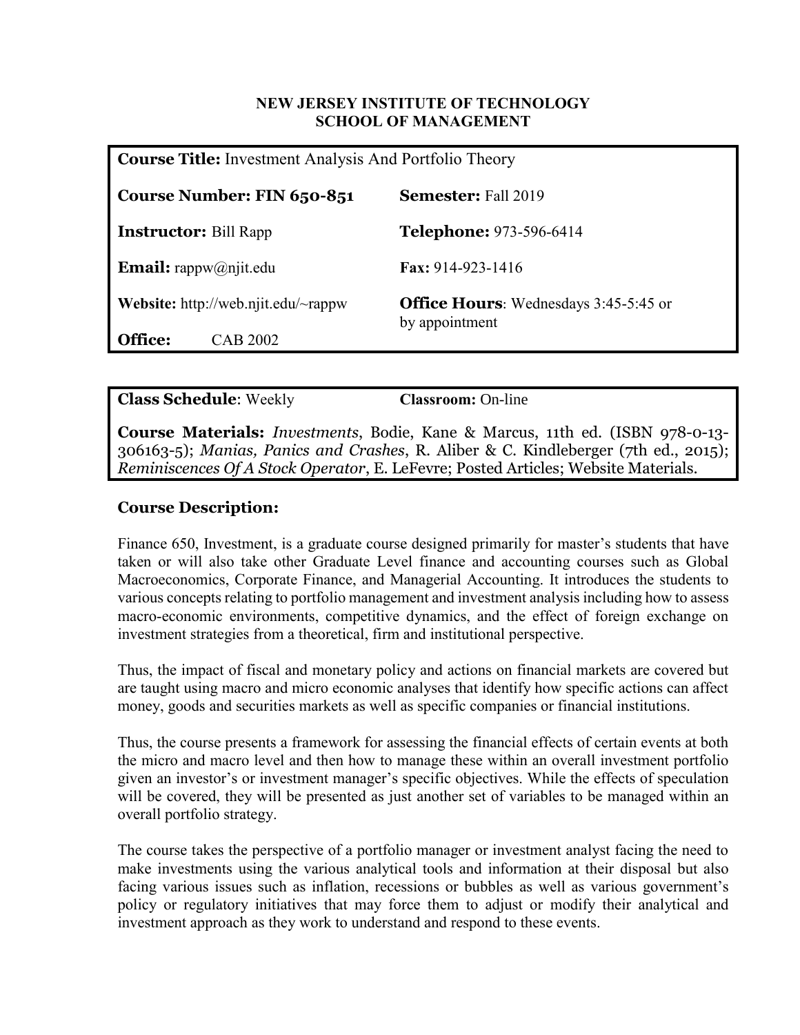**NEW JERSEY INSTITUTE OF TECHNOLOGY**
**SCHOOL OF MANAGEMENT**

| **Course Title:** Investment Analysis And Portfolio Theory | |
| --- | --- |
| **Course Number: FIN 650-851** | **Semester:** Fall 2019 |
| **Instructor:** Bill Rapp | **Telephone:** 973-596-6414 |
| **Email:** rappw@njit.edu | **Fax:** 914-923-1416 |
| **Website:** http://web.njit.edu/~rappw | **Office Hours**: Wednesdays 3:45-5:45 or by appointment |
| **Office:** CAB 2002 | |

**Class Schedule**: Weekly **Classroom:** On-line

**Course Materials:** *Investments*, Bodie, Kane & Marcus, 11th ed. (ISBN 978-0-13-306163-5); *Manias, Panics and Crashes*, R. Aliber & C. Kindleberger (7th ed., 2015); *Reminiscences Of A Stock Operator,* E. LeFevre; Posted Articles; Website Materials.

## Course Description:

Finance 650, Investment, is a graduate course designed primarily for master's students that have taken or will also take other Graduate Level finance and accounting courses such as Global Macroeconomics, Corporate Finance, and Managerial Accounting. It introduces the students to various concepts relating to portfolio management and investment analysis including how to assess macro-economic environments, competitive dynamics, and the effect of foreign exchange on investment strategies from a theoretical, firm and institutional perspective.

Thus, the impact of fiscal and monetary policy and actions on financial markets are covered but are taught using macro and micro economic analyses that identify how specific actions can affect money, goods and securities markets as well as specific companies or financial institutions.

Thus, the course presents a framework for assessing the financial effects of certain events at both the micro and macro level and then how to manage these within an overall investment portfolio given an investor's or investment manager's specific objectives. While the effects of speculation will be covered, they will be presented as just another set of variables to be managed within an overall portfolio strategy.

The course takes the perspective of a portfolio manager or investment analyst facing the need to make investments using the various analytical tools and information at their disposal but also facing various issues such as inflation, recessions or bubbles as well as various government's policy or regulatory initiatives that may force them to adjust or modify their analytical and investment approach as they work to understand and respond to these events.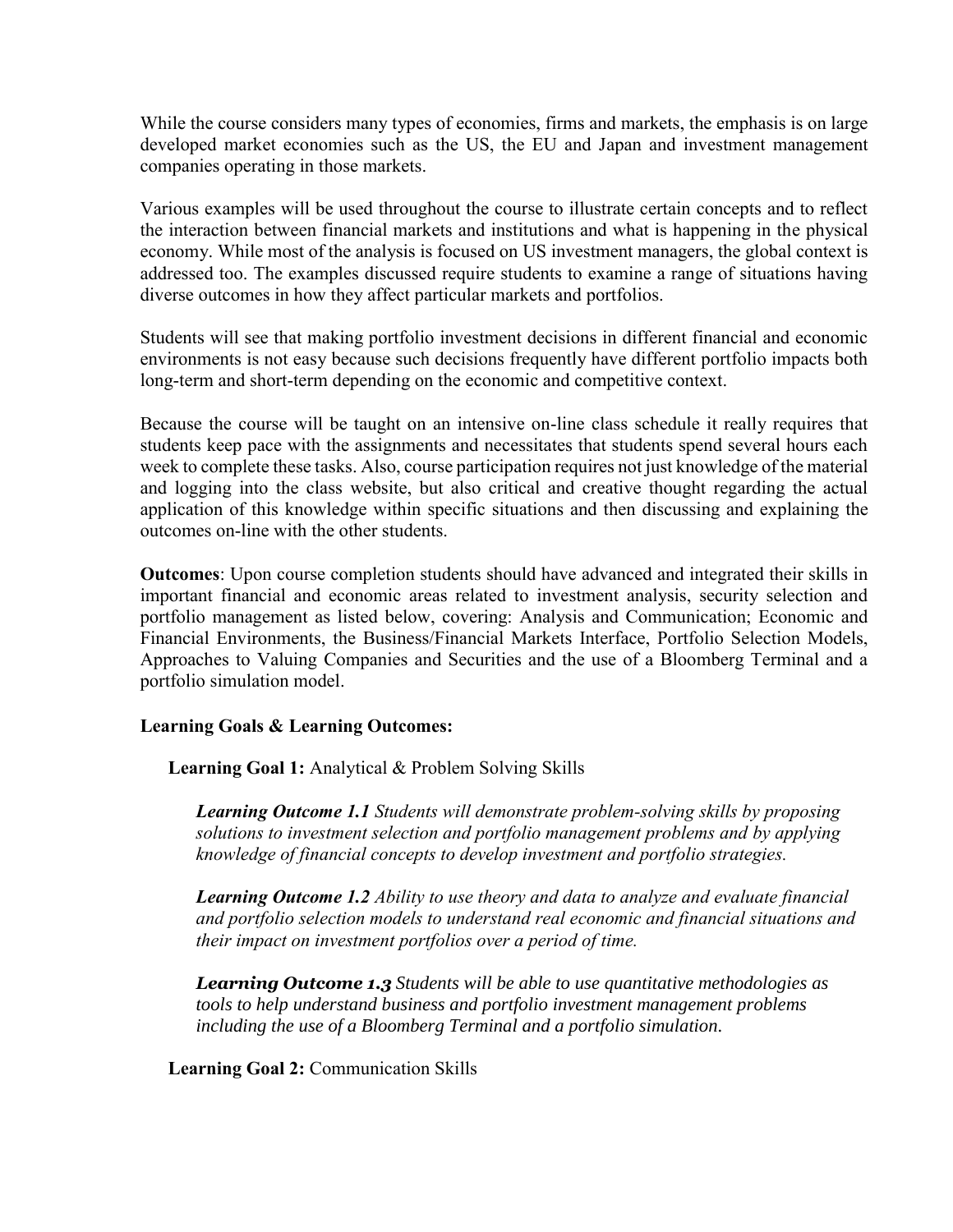While the course considers many types of economies, firms and markets, the emphasis is on large developed market economies such as the US, the EU and Japan and investment management companies operating in those markets.

Various examples will be used throughout the course to illustrate certain concepts and to reflect the interaction between financial markets and institutions and what is happening in the physical economy. While most of the analysis is focused on US investment managers, the global context is addressed too. The examples discussed require students to examine a range of situations having diverse outcomes in how they affect particular markets and portfolios.

Students will see that making portfolio investment decisions in different financial and economic environments is not easy because such decisions frequently have different portfolio impacts both long-term and short-term depending on the economic and competitive context.

Because the course will be taught on an intensive on-line class schedule it really requires that students keep pace with the assignments and necessitates that students spend several hours each week to complete these tasks. Also, course participation requires not just knowledge of the material and logging into the class website, but also critical and creative thought regarding the actual application of this knowledge within specific situations and then discussing and explaining the outcomes on-line with the other students.

**Outcomes**: Upon course completion students should have advanced and integrated their skills in important financial and economic areas related to investment analysis, security selection and portfolio management as listed below, covering: Analysis and Communication; Economic and Financial Environments, the Business/Financial Markets Interface, Portfolio Selection Models, Approaches to Valuing Companies and Securities and the use of a Bloomberg Terminal and a portfolio simulation model.

**Learning Goals & Learning Outcomes:**

**Learning Goal 1:** Analytical & Problem Solving Skills

***Learning Outcome 1.1*** *Students will demonstrate problem-solving skills by proposing solutions to investment selection and portfolio management problems and by applying knowledge of financial concepts to develop investment and portfolio strategies.*

***Learning Outcome 1.2*** *Ability to use theory and data to analyze and evaluate financial and portfolio selection models to understand real economic and financial situations and their impact on investment portfolios over a period of time.*

***Learning Outcome 1.3*** *Students will be able to use quantitative methodologies as tools to help understand business and portfolio investment management problems including the use of a Bloomberg Terminal and a portfolio simulation.*

**Learning Goal 2:** Communication Skills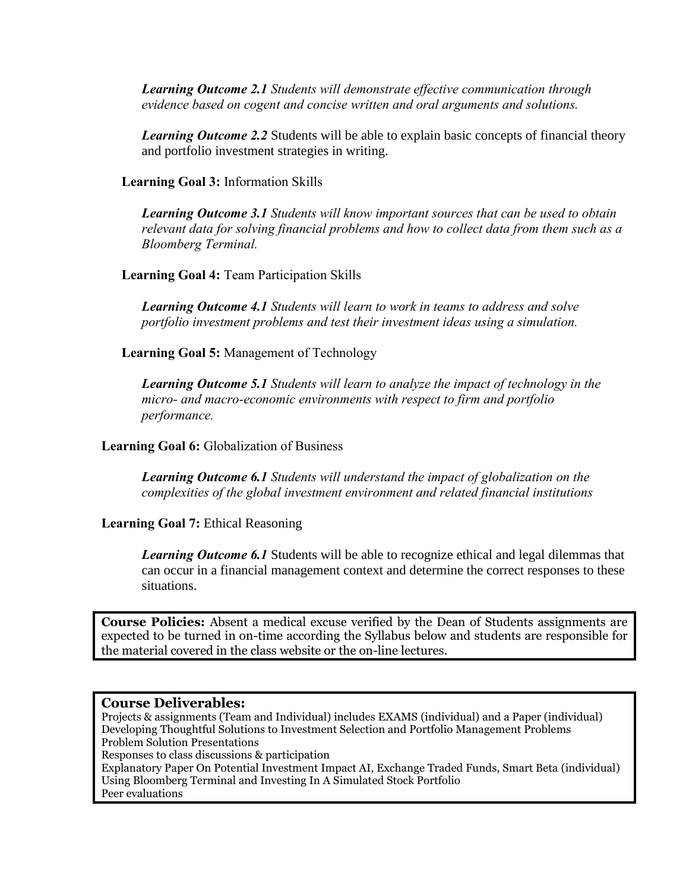*Learning Outcome 2.1 Students will demonstrate effective communication through evidence based on cogent and concise written and oral arguments and solutions.*

***Learning Outcome 2.2*** Students will be able to explain basic concepts of financial theory and portfolio investment strategies in writing.

**Learning Goal 3:** Information Skills

*Learning Outcome 3.1 Students will know important sources that can be used to obtain relevant data for solving financial problems and how to collect data from them such as a Bloomberg Terminal.*

**Learning Goal 4:** Team Participation Skills

*Learning Outcome 4.1 Students will learn to work in teams to address and solve portfolio investment problems and test their investment ideas using a simulation.*

**Learning Goal 5:** Management of Technology

*Learning Outcome 5.1 Students will learn to analyze the impact of technology in the micro- and macro-economic environments with respect to firm and portfolio performance.*

**Learning Goal 6:** Globalization of Business

*Learning Outcome 6.1 Students will understand the impact of globalization on the complexities of the global investment environment and related financial institutions*

**Learning Goal 7:** Ethical Reasoning

***Learning Outcome 6.1*** Students will be able to recognize ethical and legal dilemmas that can occur in a financial management context and determine the correct responses to these situations.

**Course Policies:** Absent a medical excuse verified by the Dean of Students assignments are expected to be turned in on-time according the Syllabus below and students are responsible for the material covered in the class website or the on-line lectures.

**Course Deliverables:**

Projects & assignments (Team and Individual) includes EXAMS (individual) and a Paper (individual)
Developing Thoughtful Solutions to Investment Selection and Portfolio Management Problems
Problem Solution Presentations
Responses to class discussions & participation
Explanatory Paper On Potential Investment Impact AI, Exchange Traded Funds, Smart Beta (individual)
Using Bloomberg Terminal and Investing In A Simulated Stock Portfolio
Peer evaluations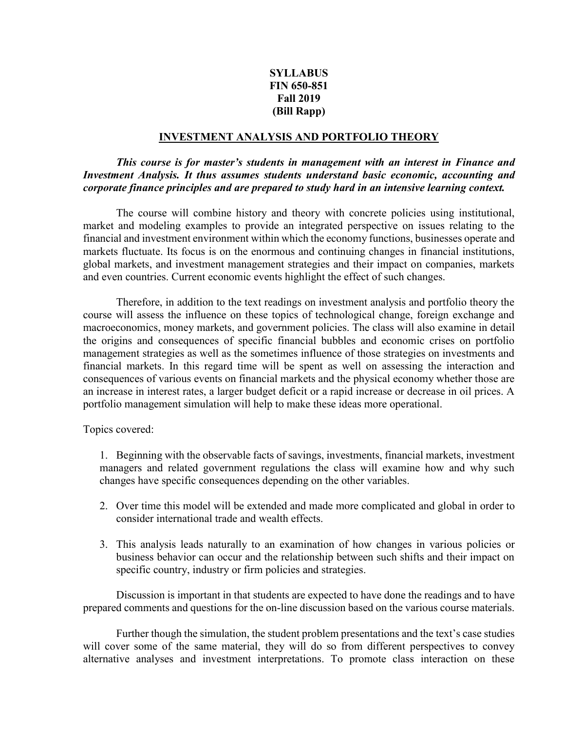**SYLLABUS**
**FIN 650-851**
**Fall 2019**
**(Bill Rapp)**

## INVESTMENT ANALYSIS AND PORTFOLIO THEORY

***This course is for master's students in management with an interest in Finance and Investment Analysis. It thus assumes students understand basic economic, accounting and corporate finance principles and are prepared to study hard in an intensive learning context.***

The course will combine history and theory with concrete policies using institutional, market and modeling examples to provide an integrated perspective on issues relating to the financial and investment environment within which the economy functions, businesses operate and markets fluctuate. Its focus is on the enormous and continuing changes in financial institutions, global markets, and investment management strategies and their impact on companies, markets and even countries. Current economic events highlight the effect of such changes.

Therefore, in addition to the text readings on investment analysis and portfolio theory the course will assess the influence on these topics of technological change, foreign exchange and macroeconomics, money markets, and government policies. The class will also examine in detail the origins and consequences of specific financial bubbles and economic crises on portfolio management strategies as well as the sometimes influence of those strategies on investments and financial markets. In this regard time will be spent as well on assessing the interaction and consequences of various events on financial markets and the physical economy whether those are an increase in interest rates, a larger budget deficit or a rapid increase or decrease in oil prices. A portfolio management simulation will help to make these ideas more operational.

Topics covered:

1. Beginning with the observable facts of savings, investments, financial markets, investment managers and related government regulations the class will examine how and why such changes have specific consequences depending on the other variables.

2. Over time this model will be extended and made more complicated and global in order to consider international trade and wealth effects.

3. This analysis leads naturally to an examination of how changes in various policies or business behavior can occur and the relationship between such shifts and their impact on specific country, industry or firm policies and strategies.

Discussion is important in that students are expected to have done the readings and to have prepared comments and questions for the on-line discussion based on the various course materials.

Further though the simulation, the student problem presentations and the text's case studies will cover some of the same material, they will do so from different perspectives to convey alternative analyses and investment interpretations. To promote class interaction on these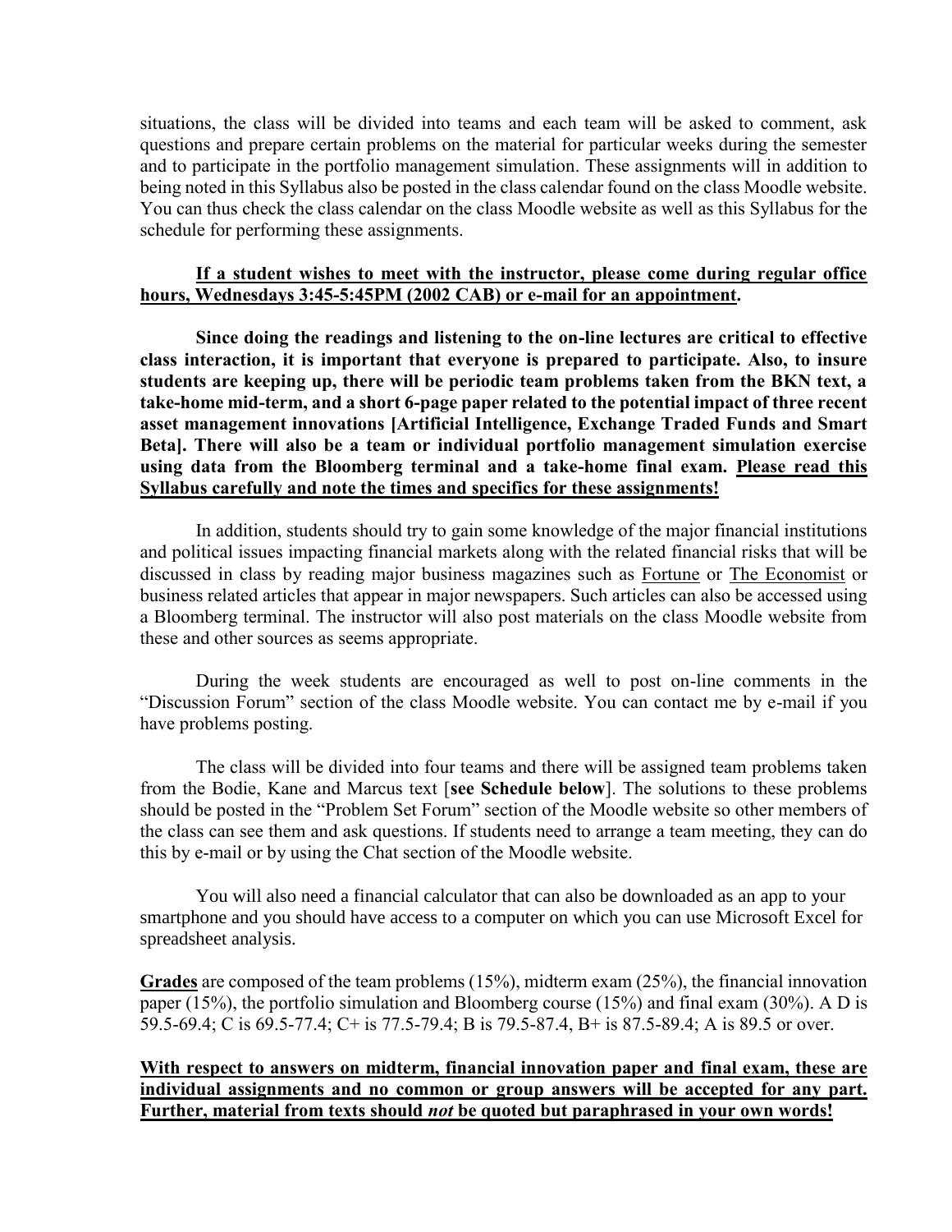situations, the class will be divided into teams and each team will be asked to comment, ask questions and prepare certain problems on the material for particular weeks during the semester and to participate in the portfolio management simulation. These assignments will in addition to being noted in this Syllabus also be posted in the class calendar found on the class Moodle website. You can thus check the class calendar on the class Moodle website as well as this Syllabus for the schedule for performing these assignments.

**<u>If a student wishes to meet with the instructor, please come during regular office hours, Wednesdays 3:45-5:45PM (2002 CAB) or e-mail for an appointment</u>.**

**Since doing the readings and listening to the on-line lectures are critical to effective class interaction, it is important that everyone is prepared to participate. Also, to insure students are keeping up, there will be periodic team problems taken from the BKN text, a take-home mid-term, and a short 6-page paper related to the potential impact of three recent asset management innovations [Artificial Intelligence, Exchange Traded Funds and Smart Beta]. There will also be a team or individual portfolio management simulation exercise using data from the Bloomberg terminal and a take-home final exam. <u>Please read this Syllabus carefully and note the times and specifics for these assignments!</u>**

In addition, students should try to gain some knowledge of the major financial institutions and political issues impacting financial markets along with the related financial risks that will be discussed in class by reading major business magazines such as <u>Fortune</u> or <u>The Economist</u> or business related articles that appear in major newspapers. Such articles can also be accessed using a Bloomberg terminal. The instructor will also post materials on the class Moodle website from these and other sources as seems appropriate.

During the week students are encouraged as well to post on-line comments in the "Discussion Forum" section of the class Moodle website. You can contact me by e-mail if you have problems posting.

The class will be divided into four teams and there will be assigned team problems taken from the Bodie, Kane and Marcus text [**see Schedule below**]. The solutions to these problems should be posted in the "Problem Set Forum" section of the Moodle website so other members of the class can see them and ask questions. If students need to arrange a team meeting, they can do this by e-mail or by using the Chat section of the Moodle website.

You will also need a financial calculator that can also be downloaded as an app to your smartphone and you should have access to a computer on which you can use Microsoft Excel for spreadsheet analysis.

**<u>Grades</u>** are composed of the team problems (15%), midterm exam (25%), the financial innovation paper (15%), the portfolio simulation and Bloomberg course (15%) and final exam (30%). A D is 59.5-69.4; C is 69.5-77.4; C+ is 77.5-79.4; B is 79.5-87.4, B+ is 87.5-89.4; A is 89.5 or over.

**<u>With respect to answers on midterm, financial innovation paper and final exam, these are individual assignments and no common or group answers will be accepted for any part. Further, material from texts should *not* be quoted but paraphrased in your own words!</u>**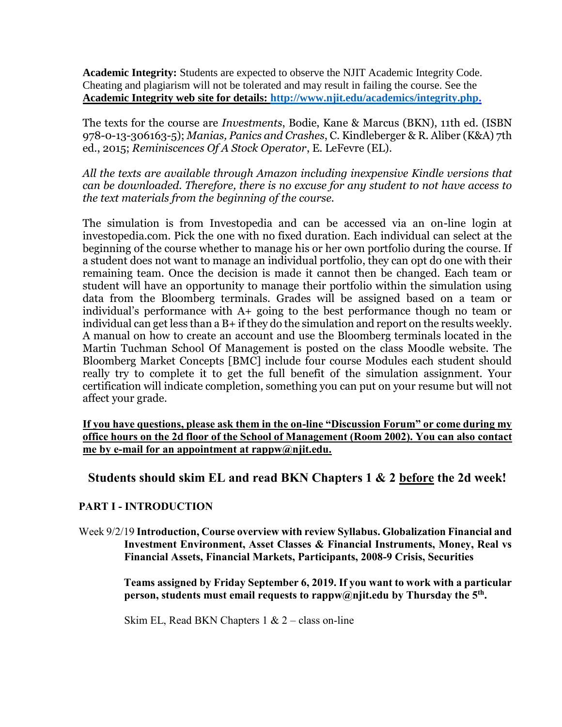**Academic Integrity:** Students are expected to observe the NJIT Academic Integrity Code. Cheating and plagiarism will not be tolerated and may result in failing the course. See the **Academic Integrity web site for details: http://www.njit.edu/academics/integrity.php.**

The texts for the course are *Investments*, Bodie, Kane & Marcus (BKN), 11th ed. (ISBN 978-0-13-306163-5); *Manias, Panics and Crashes*, C. Kindleberger & R. Aliber (K&A) 7th ed., 2015; *Reminiscences Of A Stock Operator*, E. LeFevre (EL).

*All the texts are available through Amazon including inexpensive Kindle versions that can be downloaded. Therefore, there is no excuse for any student to not have access to the text materials from the beginning of the course.*

The simulation is from Investopedia and can be accessed via an on-line login at investopedia.com. Pick the one with no fixed duration. Each individual can select at the beginning of the course whether to manage his or her own portfolio during the course. If a student does not want to manage an individual portfolio, they can opt do one with their remaining team. Once the decision is made it cannot then be changed. Each team or student will have an opportunity to manage their portfolio within the simulation using data from the Bloomberg terminals. Grades will be assigned based on a team or individual's performance with A+ going to the best performance though no team or individual can get less than a B+ if they do the simulation and report on the results weekly. A manual on how to create an account and use the Bloomberg terminals located in the Martin Tuchman School Of Management is posted on the class Moodle website. The Bloomberg Market Concepts [BMC] include four course Modules each student should really try to complete it to get the full benefit of the simulation assignment. Your certification will indicate completion, something you can put on your resume but will not affect your grade.

**If you have questions, please ask them in the on-line "Discussion Forum" or come during my office hours on the 2d floor of the School of Management (Room 2002). You can also contact me by e-mail for an appointment at rappw@njit.edu.**

## Students should skim EL and read BKN Chapters 1 & 2 before the 2d week!

### PART I - INTRODUCTION

Week 9/2/19 **Introduction, Course overview with review Syllabus. Globalization Financial and Investment Environment, Asset Classes & Financial Instruments, Money, Real vs Financial Assets, Financial Markets, Participants, 2008-9 Crisis, Securities**

**Teams assigned by Friday September 6, 2019. If you want to work with a particular person, students must email requests to rappw@njit.edu by Thursday the 5th.**

Skim EL, Read BKN Chapters 1 & 2 – class on-line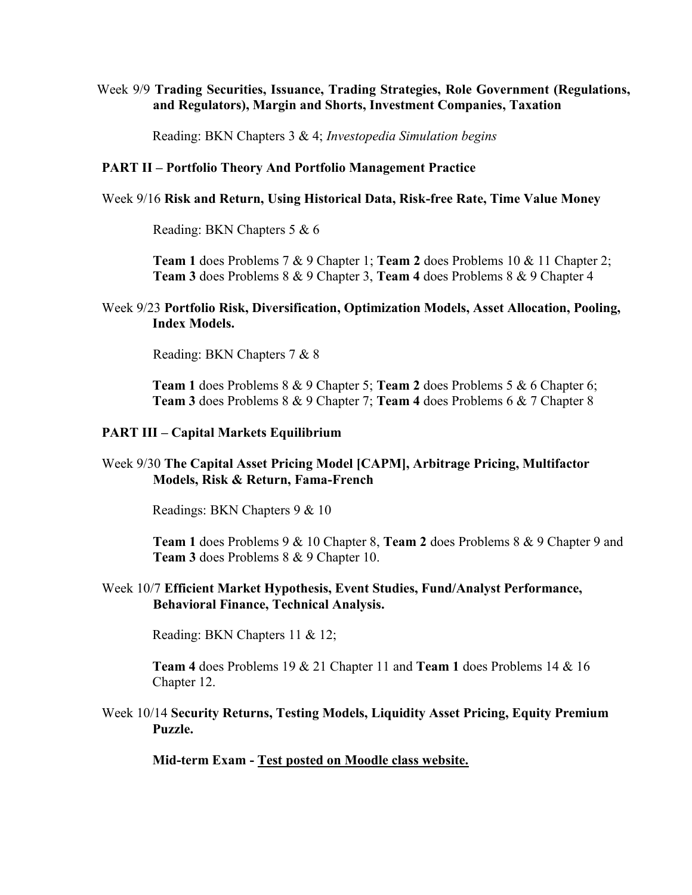Week 9/9 **Trading Securities, Issuance, Trading Strategies, Role Government (Regulations, and Regulators), Margin and Shorts, Investment Companies, Taxation**

Reading: BKN Chapters 3 & 4; *Investopedia Simulation begins*

**PART II – Portfolio Theory And Portfolio Management Practice**

Week 9/16 **Risk and Return, Using Historical Data, Risk-free Rate, Time Value Money**

Reading: BKN Chapters 5 & 6

**Team 1** does Problems 7 & 9 Chapter 1; **Team 2** does Problems 10 & 11 Chapter 2; **Team 3** does Problems 8 & 9 Chapter 3, **Team 4** does Problems 8 & 9 Chapter 4

Week 9/23 **Portfolio Risk, Diversification, Optimization Models, Asset Allocation, Pooling, Index Models.**

Reading: BKN Chapters 7 & 8

**Team 1** does Problems 8 & 9 Chapter 5; **Team 2** does Problems 5 & 6 Chapter 6; **Team 3** does Problems 8 & 9 Chapter 7; **Team 4** does Problems 6 & 7 Chapter 8

**PART III – Capital Markets Equilibrium**

Week 9/30 **The Capital Asset Pricing Model [CAPM], Arbitrage Pricing, Multifactor Models, Risk & Return, Fama-French**

Readings: BKN Chapters 9 & 10

**Team 1** does Problems 9 & 10 Chapter 8, **Team 2** does Problems 8 & 9 Chapter 9 and **Team 3** does Problems 8 & 9 Chapter 10.

Week 10/7 **Efficient Market Hypothesis, Event Studies, Fund/Analyst Performance, Behavioral Finance, Technical Analysis.**

Reading: BKN Chapters 11 & 12;

**Team 4** does Problems 19 & 21 Chapter 11 and **Team 1** does Problems 14 & 16 Chapter 12.

Week 10/14 **Security Returns, Testing Models, Liquidity Asset Pricing, Equity Premium Puzzle.**

**Mid-term Exam - Test posted on Moodle class website.**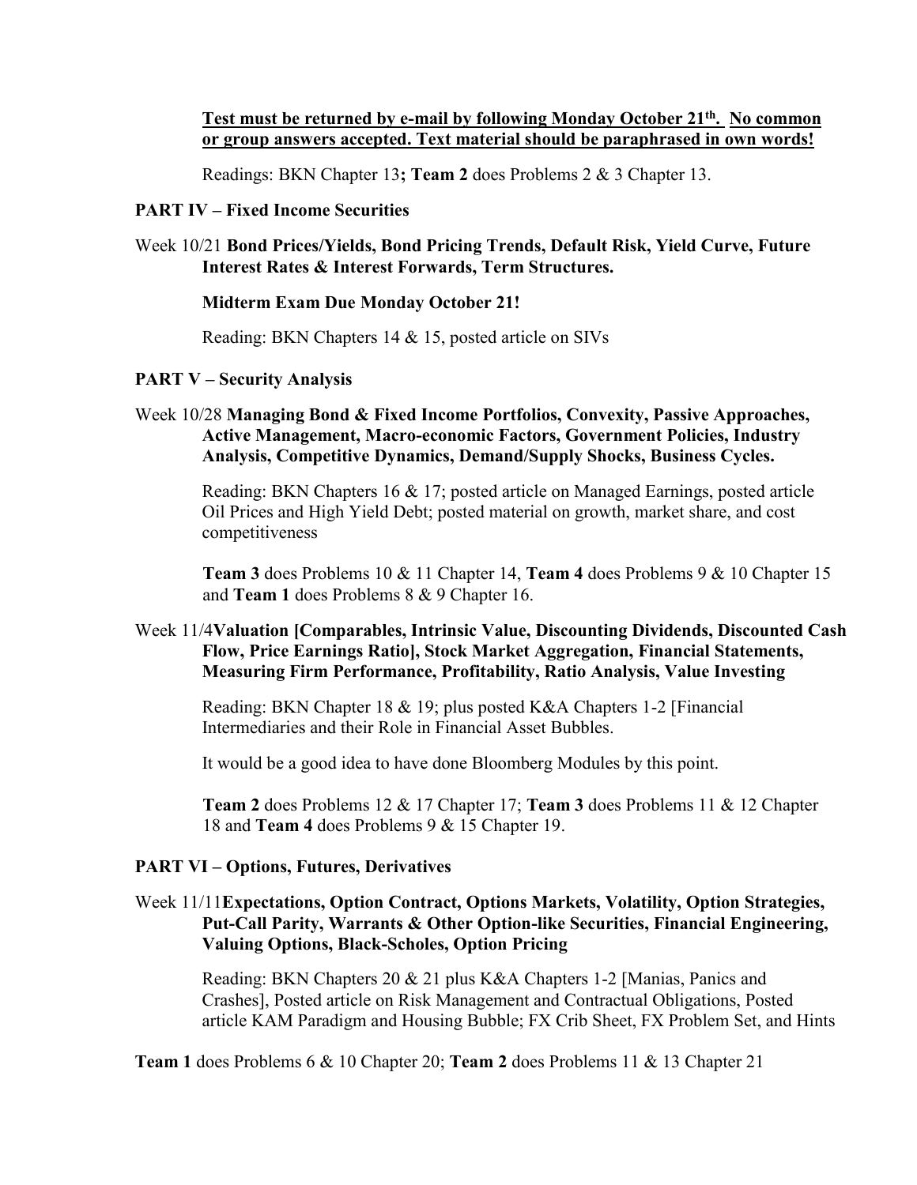**Test must be returned by e-mail by following Monday October 21th. No common or group answers accepted. Text material should be paraphrased in own words!**

Readings: BKN Chapter 13**; Team 2** does Problems 2 & 3 Chapter 13.

## PART IV – Fixed Income Securities

Week 10/21 **Bond Prices/Yields, Bond Pricing Trends, Default Risk, Yield Curve, Future Interest Rates & Interest Forwards, Term Structures.**

**Midterm Exam Due Monday October 21!**

Reading: BKN Chapters 14 & 15, posted article on SIVs

## PART V – Security Analysis

Week 10/28 **Managing Bond & Fixed Income Portfolios, Convexity, Passive Approaches, Active Management, Macro-economic Factors, Government Policies, Industry Analysis, Competitive Dynamics, Demand/Supply Shocks, Business Cycles.**

Reading: BKN Chapters 16 & 17; posted article on Managed Earnings, posted article Oil Prices and High Yield Debt; posted material on growth, market share, and cost competitiveness

**Team 3** does Problems 10 & 11 Chapter 14, **Team 4** does Problems 9 & 10 Chapter 15 and **Team 1** does Problems 8 & 9 Chapter 16.

Week 11/4**Valuation [Comparables, Intrinsic Value, Discounting Dividends, Discounted Cash Flow, Price Earnings Ratio], Stock Market Aggregation, Financial Statements, Measuring Firm Performance, Profitability, Ratio Analysis, Value Investing**

Reading: BKN Chapter 18 & 19; plus posted K&A Chapters 1-2 [Financial Intermediaries and their Role in Financial Asset Bubbles.

It would be a good idea to have done Bloomberg Modules by this point.

**Team 2** does Problems 12 & 17 Chapter 17; **Team 3** does Problems 11 & 12 Chapter 18 and **Team 4** does Problems 9 & 15 Chapter 19.

## PART VI – Options, Futures, Derivatives

Week 11/11**Expectations, Option Contract, Options Markets, Volatility, Option Strategies, Put-Call Parity, Warrants & Other Option-like Securities, Financial Engineering, Valuing Options, Black-Scholes, Option Pricing**

Reading: BKN Chapters 20 & 21 plus K&A Chapters 1-2 [Manias, Panics and Crashes], Posted article on Risk Management and Contractual Obligations, Posted article KAM Paradigm and Housing Bubble; FX Crib Sheet, FX Problem Set, and Hints

**Team 1** does Problems 6 & 10 Chapter 20; **Team 2** does Problems 11 & 13 Chapter 21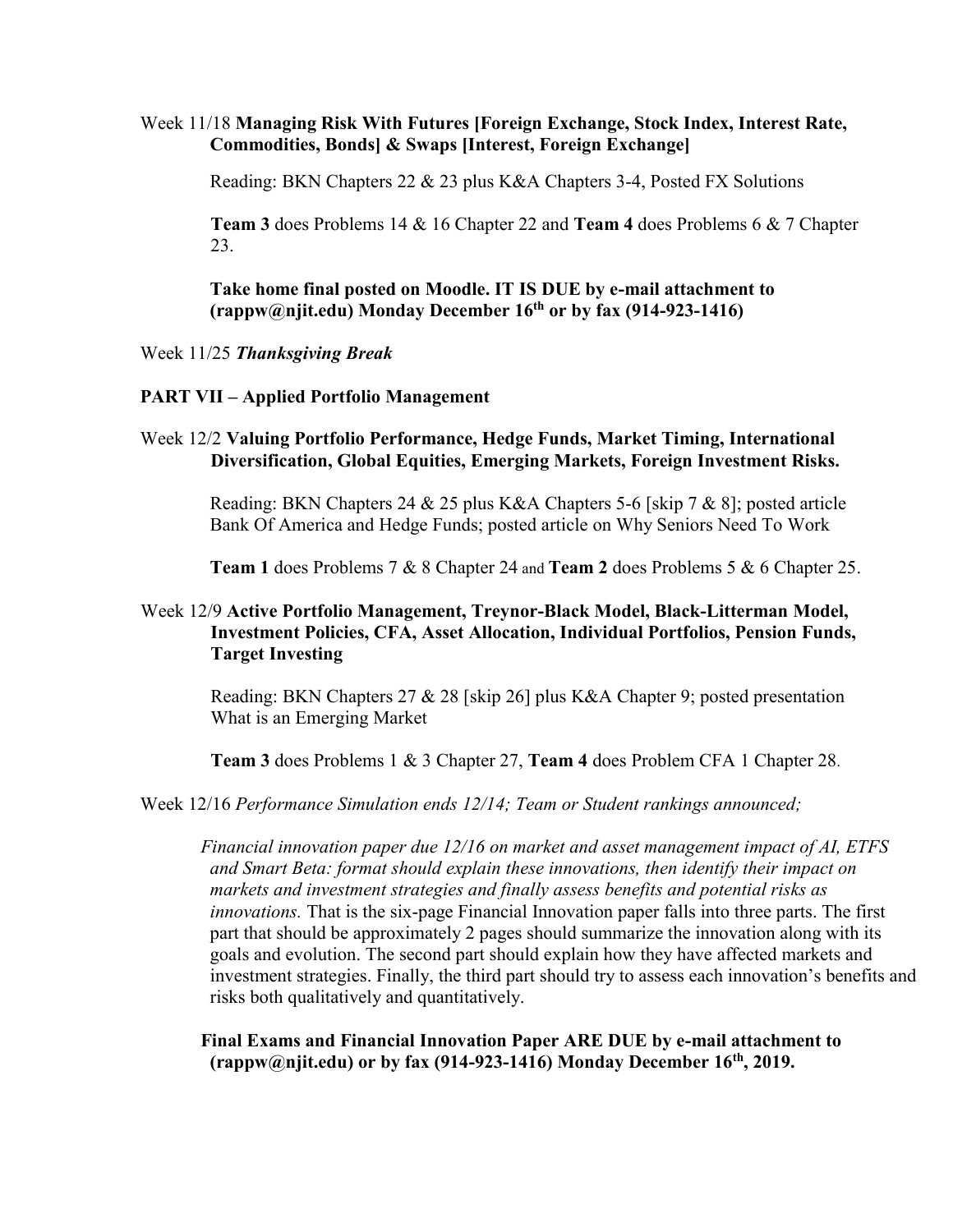Week 11/18 **Managing Risk With Futures [Foreign Exchange, Stock Index, Interest Rate, Commodities, Bonds] & Swaps [Interest, Foreign Exchange]**

Reading: BKN Chapters 22 & 23 plus K&A Chapters 3-4, Posted FX Solutions

**Team 3** does Problems 14 & 16 Chapter 22 and **Team 4** does Problems 6 & 7 Chapter 23.

**Take home final posted on Moodle. IT IS DUE by e-mail attachment to (rappw@njit.edu) Monday December 16th or by fax (914-923-1416)**

Week 11/25 ***Thanksgiving Break***

**PART VII – Applied Portfolio Management**

Week 12/2 **Valuing Portfolio Performance, Hedge Funds, Market Timing, International Diversification, Global Equities, Emerging Markets, Foreign Investment Risks.**

Reading: BKN Chapters 24 & 25 plus K&A Chapters 5-6 [skip 7 & 8]; posted article Bank Of America and Hedge Funds; posted article on Why Seniors Need To Work

**Team 1** does Problems 7 & 8 Chapter 24 and **Team 2** does Problems 5 & 6 Chapter 25.

Week 12/9 **Active Portfolio Management, Treynor-Black Model, Black-Litterman Model, Investment Policies, CFA, Asset Allocation, Individual Portfolios, Pension Funds, Target Investing**

Reading: BKN Chapters 27 & 28 [skip 26] plus K&A Chapter 9; posted presentation What is an Emerging Market

**Team 3** does Problems 1 & 3 Chapter 27, **Team 4** does Problem CFA 1 Chapter 28.

Week 12/16 *Performance Simulation ends 12/14; Team or Student rankings announced;*

*Financial innovation paper due 12/16 on market and asset management impact of AI, ETFS and Smart Beta: format should explain these innovations, then identify their impact on markets and investment strategies and finally assess benefits and potential risks as innovations.* That is the six-page Financial Innovation paper falls into three parts. The first part that should be approximately 2 pages should summarize the innovation along with its goals and evolution. The second part should explain how they have affected markets and investment strategies. Finally, the third part should try to assess each innovation's benefits and risks both qualitatively and quantitatively.

**Final Exams and Financial Innovation Paper ARE DUE by e-mail attachment to (rappw@njit.edu) or by fax (914-923-1416) Monday December 16th, 2019.**